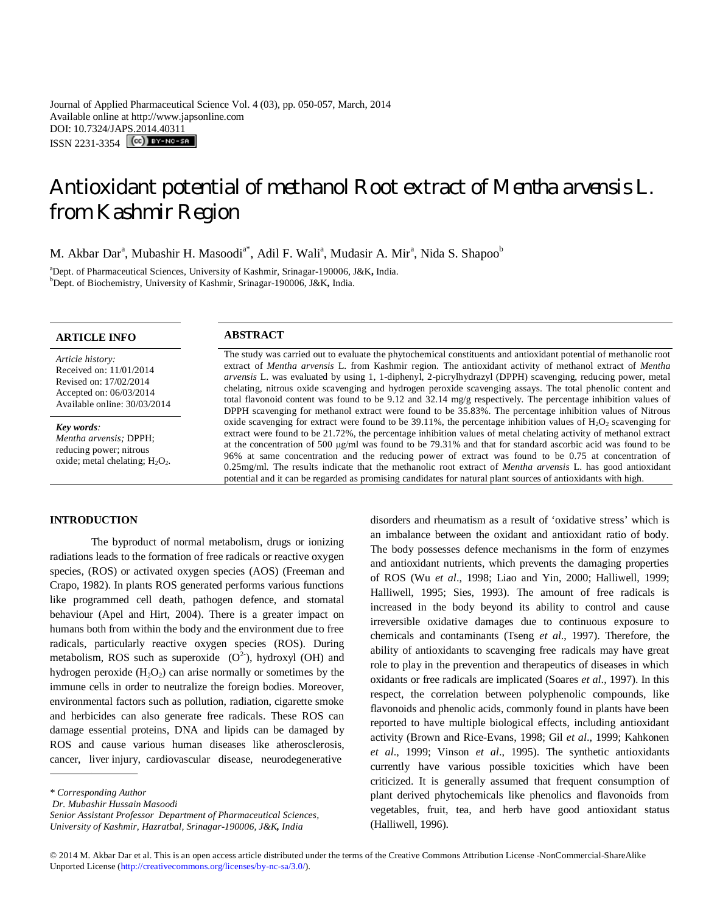Journal of Applied Pharmaceutical Science Vol. 4 (03), pp. 050-057, March, 2014
Available online at http://www.japsonline.com
DOI: 10.7324/JAPS.2014.40311
ISSN 2231-3354

# Antioxidant potential of methanol Root extract of *Mentha arvensis* L. from Kashmir Region

M. Akbar Dar[a], Mubashir H. Masoodi[a*], Adil F. Wali[a], Mudasir A. Mir[a], Nida S. Shapoo[b]

[a]Dept. of Pharmaceutical Sciences, University of Kashmir, Srinagar-190006, J&K, India.
[b]Dept. of Biochemistry, University of Kashmir, Srinagar-190006, J&K, India.

**ARTICLE INFO**

*Article history:*
Received on: 11/01/2014
Revised on: 17/02/2014
Accepted on: 06/03/2014
Available online: 30/03/2014

***Key words**:*
*Mentha arvensis;* DPPH; reducing power; nitrous oxide; metal chelating; $H_2O_2$.

**ABSTRACT**

The study was carried out to evaluate the phytochemical constituents and antioxidant potential of methanolic root extract of *Mentha arvensis* L. from Kashmir region. The antioxidant activity of methanol extract of *Mentha arvensis* L. was evaluated by using 1, 1-diphenyl, 2-picrylhydrazyl (DPPH) scavenging, reducing power, metal chelating, nitrous oxide scavenging and hydrogen peroxide scavenging assays. The total phenolic content and total flavonoid content was found to be 9.12 and 32.14 mg/g respectively. The percentage inhibition values of DPPH scavenging for methanol extract were found to be 35.83%. The percentage inhibition values of Nitrous oxide scavenging for extract were found to be 39.11%, the percentage inhibition values of $H_2O_2$ scavenging for extract were found to be 21.72%, the percentage inhibition values of metal chelating activity of methanol extract at the concentration of 500 μg/ml was found to be 79.31% and that for standard ascorbic acid was found to be 96% at same concentration and the reducing power of extract was found to be 0.75 at concentration of 0.25mg/ml. The results indicate that the methanolic root extract of *Mentha arvensis* L. has good antioxidant potential and it can be regarded as promising candidates for natural plant sources of antioxidants with high.

## INTRODUCTION

The byproduct of normal metabolism, drugs or ionizing radiations leads to the formation of free radicals or reactive oxygen species, (ROS) or activated oxygen species (AOS) (Freeman and Crapo, 1982). In plants ROS generated performs various functions like programmed cell death, pathogen defence, and stomatal behaviour (Apel and Hirt, 2004). There is a greater impact on humans both from within the body and the environment due to free radicals, particularly reactive oxygen species (ROS). During metabolism, ROS such as superoxide ($O^{2-}$), hydroxyl (OH) and hydrogen peroxide ($H_2O_2$) can arise normally or sometimes by the immune cells in order to neutralize the foreign bodies. Moreover, environmental factors such as pollution, radiation, cigarette smoke and herbicides can also generate free radicals. These ROS can damage essential proteins, DNA and lipids can be damaged by ROS and cause various human diseases like atherosclerosis, cancer, liver injury, cardiovascular disease, neurodegenerative disorders and rheumatism as a result of 'oxidative stress' which is an imbalance between the oxidant and antioxidant ratio of body. The body possesses defence mechanisms in the form of enzymes and antioxidant nutrients, which prevents the damaging properties of ROS (Wu *et al*., 1998; Liao and Yin, 2000; Halliwell, 1999; Halliwell, 1995; Sies, 1993). The amount of free radicals is increased in the body beyond its ability to control and cause irreversible oxidative damages due to continuous exposure to chemicals and contaminants (Tseng *et al*., 1997). Therefore, the ability of antioxidants to scavenging free radicals may have great role to play in the prevention and therapeutics of diseases in which oxidants or free radicals are implicated (Soares *et al*., 1997). In this respect, the correlation between polyphenolic compounds, like flavonoids and phenolic acids, commonly found in plants have been reported to have multiple biological effects, including antioxidant activity (Brown and Rice-Evans, 1998; Gil *et al*., 1999; Kahkonen *et al*., 1999; Vinson *et al*., 1995). The synthetic antioxidants currently have various possible toxicities which have been criticized. It is generally assumed that frequent consumption of plant derived phytochemicals like phenolics and flavonoids from vegetables, fruit, tea, and herb have good antioxidant status (Halliwell, 1996).

*\* Corresponding Author*
*Dr. Mubashir Hussain Masoodi*
*Senior Assistant Professor Department of Pharmaceutical Sciences, University of Kashmir, Hazratbal, Srinagar-190006, J&K, India*

© 2014 M. Akbar Dar et al. This is an open access article distributed under the terms of the Creative Commons Attribution License -NonCommercial-ShareAlike Unported License (http://creativecommons.org/licenses/by-nc-sa/3.0/).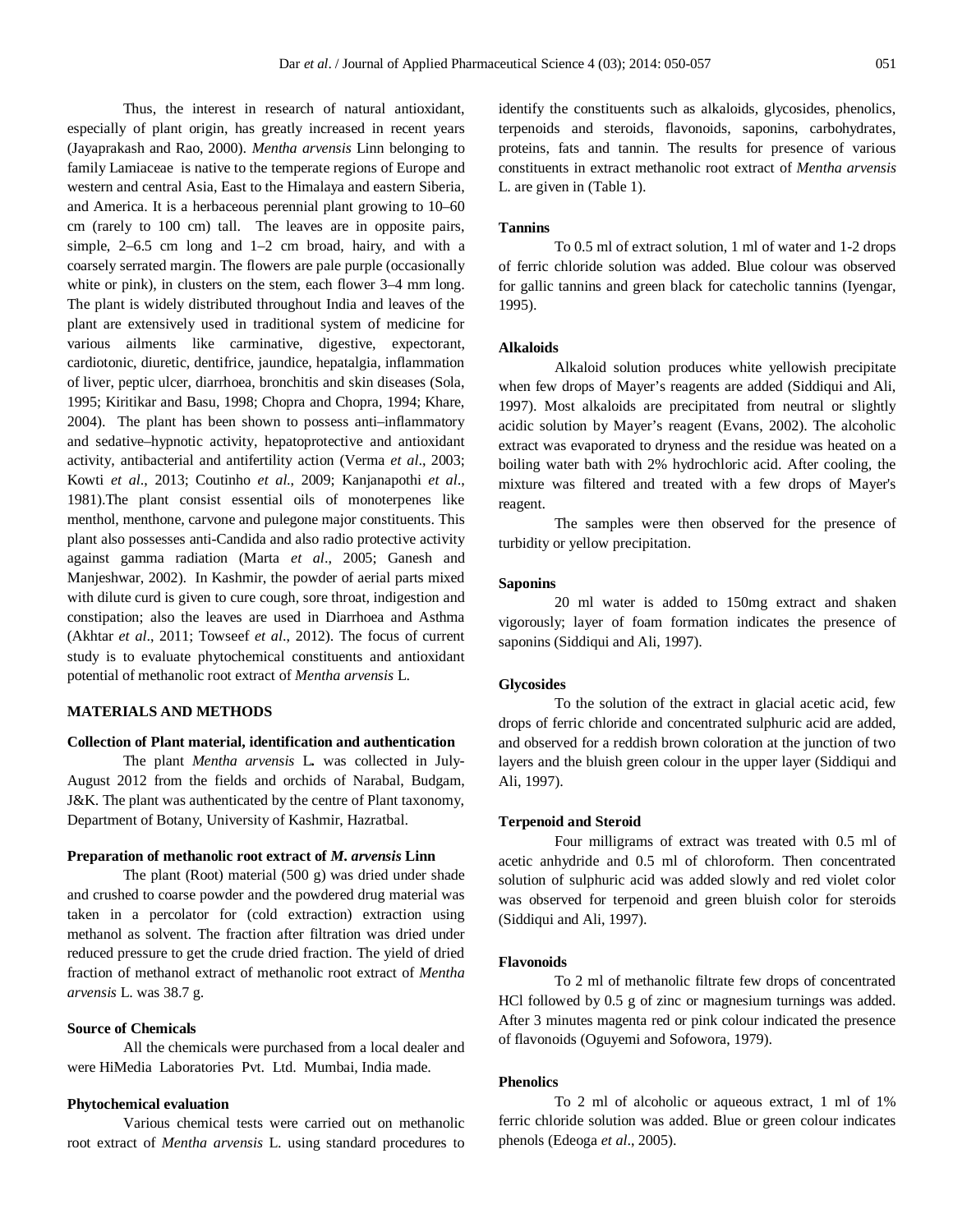Thus, the interest in research of natural antioxidant, especially of plant origin, has greatly increased in recent years (Jayaprakash and Rao, 2000). *Mentha arvensis* Linn belonging to family Lamiaceae is native to the temperate regions of Europe and western and central Asia, East to the Himalaya and eastern Siberia, and America. It is a herbaceous perennial plant growing to 10–60 cm (rarely to 100 cm) tall. The leaves are in opposite pairs, simple, 2–6.5 cm long and 1–2 cm broad, hairy, and with a coarsely serrated margin. The flowers are pale purple (occasionally white or pink), in clusters on the stem, each flower 3–4 mm long. The plant is widely distributed throughout India and leaves of the plant are extensively used in traditional system of medicine for various ailments like carminative, digestive, expectorant, cardiotonic, diuretic, dentifrice, jaundice, hepatalgia, inflammation of liver, peptic ulcer, diarrhoea, bronchitis and skin diseases (Sola, 1995; Kiritikar and Basu, 1998; Chopra and Chopra, 1994; Khare, 2004). The plant has been shown to possess anti–inflammatory and sedative–hypnotic activity, hepatoprotective and antioxidant activity, antibacterial and antifertility action (Verma *et al*., 2003; Kowti *et al*., 2013; Coutinho *et al*., 2009; Kanjanapothi *et al*., 1981).The plant consist essential oils of monoterpenes like menthol, menthone, carvone and pulegone major constituents. This plant also possesses anti-Candida and also radio protective activity against gamma radiation (Marta *et al*., 2005; Ganesh and Manjeshwar, 2002). In Kashmir, the powder of aerial parts mixed with dilute curd is given to cure cough, sore throat, indigestion and constipation; also the leaves are used in Diarrhoea and Asthma (Akhtar *et al*., 2011; Towseef *et al*., 2012). The focus of current study is to evaluate phytochemical constituents and antioxidant potential of methanolic root extract of *Mentha arvensis* L.

## MATERIALS AND METHODS

### Collection of Plant material, identification and authentication

The plant *Mentha arvensis* L**.** was collected in July-August 2012 from the fields and orchids of Narabal, Budgam, J&K. The plant was authenticated by the centre of Plant taxonomy, Department of Botany, University of Kashmir, Hazratbal.

### Preparation of methanolic root extract of *M. arvensis* Linn

The plant (Root) material (500 g) was dried under shade and crushed to coarse powder and the powdered drug material was taken in a percolator for (cold extraction) extraction using methanol as solvent. The fraction after filtration was dried under reduced pressure to get the crude dried fraction. The yield of dried fraction of methanol extract of methanolic root extract of *Mentha arvensis* L. was 38.7 g.

### Source of Chemicals

All the chemicals were purchased from a local dealer and were HiMedia Laboratories Pvt. Ltd. Mumbai, India made.

### Phytochemical evaluation

Various chemical tests were carried out on methanolic root extract of *Mentha arvensis* L. using standard procedures to identify the constituents such as alkaloids, glycosides, phenolics, terpenoids and steroids, flavonoids, saponins, carbohydrates, proteins, fats and tannin. The results for presence of various constituents in extract methanolic root extract of *Mentha arvensis* L. are given in (Table 1).

### Tannins

To 0.5 ml of extract solution, 1 ml of water and 1-2 drops of ferric chloride solution was added. Blue colour was observed for gallic tannins and green black for catecholic tannins (Iyengar, 1995).

### Alkaloids

Alkaloid solution produces white yellowish precipitate when few drops of Mayer's reagents are added (Siddiqui and Ali, 1997). Most alkaloids are precipitated from neutral or slightly acidic solution by Mayer's reagent (Evans, 2002). The alcoholic extract was evaporated to dryness and the residue was heated on a boiling water bath with 2% hydrochloric acid. After cooling, the mixture was filtered and treated with a few drops of Mayer's reagent.

The samples were then observed for the presence of turbidity or yellow precipitation.

### Saponins

20 ml water is added to 150mg extract and shaken vigorously; layer of foam formation indicates the presence of saponins (Siddiqui and Ali, 1997).

### Glycosides

To the solution of the extract in glacial acetic acid, few drops of ferric chloride and concentrated sulphuric acid are added, and observed for a reddish brown coloration at the junction of two layers and the bluish green colour in the upper layer (Siddiqui and Ali, 1997).

### Terpenoid and Steroid

Four milligrams of extract was treated with 0.5 ml of acetic anhydride and 0.5 ml of chloroform. Then concentrated solution of sulphuric acid was added slowly and red violet color was observed for terpenoid and green bluish color for steroids (Siddiqui and Ali, 1997).

### Flavonoids

To 2 ml of methanolic filtrate few drops of concentrated HCl followed by 0.5 g of zinc or magnesium turnings was added. After 3 minutes magenta red or pink colour indicated the presence of flavonoids (Oguyemi and Sofowora, 1979).

### Phenolics

To 2 ml of alcoholic or aqueous extract, 1 ml of 1% ferric chloride solution was added. Blue or green colour indicates phenols (Edeoga *et al*., 2005).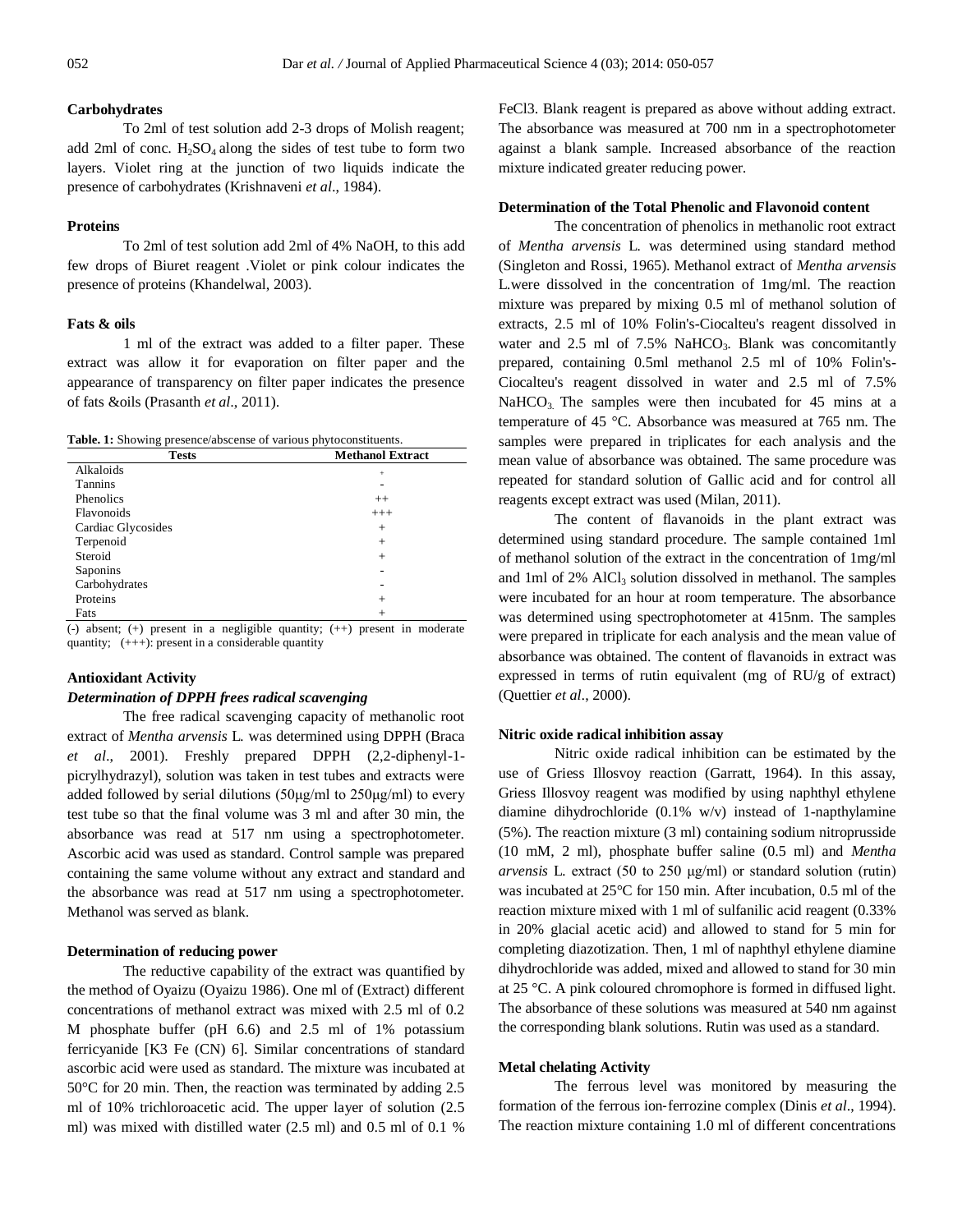**Carbohydrates**

To 2ml of test solution add 2-3 drops of Molish reagent; add 2ml of conc. $H_2SO_4$ along the sides of test tube to form two layers. Violet ring at the junction of two liquids indicate the presence of carbohydrates (Krishnaveni *et al*., 1984).

**Proteins**

To 2ml of test solution add 2ml of 4% NaOH, to this add few drops of Biuret reagent .Violet or pink colour indicates the presence of proteins (Khandelwal, 2003).

**Fats & oils**

1 ml of the extract was added to a filter paper. These extract was allow it for evaporation on filter paper and the appearance of transparency on filter paper indicates the presence of fats &oils (Prasanth *et al*., 2011).

**Table. 1:** Showing presence/abscense of various phytoconstituents.

| Tests | Methanol Extract |
|---|---|
| Alkaloids | + |
| Tannins | - |
| Phenolics | ++ |
| Flavonoids | +++ |
| Cardiac Glycosides | + |
| Terpenoid | + |
| Steroid | + |
| Saponins | - |
| Carbohydrates | - |
| Proteins | + |
| Fats | + |

(-) absent; (+) present in a negligible quantity; (++) present in moderate quantity; (+++): present in a considerable quantity

**Antioxidant Activity**

***Determination of DPPH frees radical scavenging***

The free radical scavenging capacity of methanolic root extract of *Mentha arvensis* L. was determined using DPPH (Braca *et al*., 2001). Freshly prepared DPPH (2,2-diphenyl-1-picrylhydrazyl), solution was taken in test tubes and extracts were added followed by serial dilutions (50μg/ml to 250μg/ml) to every test tube so that the final volume was 3 ml and after 30 min, the absorbance was read at 517 nm using a spectrophotometer. Ascorbic acid was used as standard. Control sample was prepared containing the same volume without any extract and standard and the absorbance was read at 517 nm using a spectrophotometer. Methanol was served as blank.

**Determination of reducing power**

The reductive capability of the extract was quantified by the method of Oyaizu (Oyaizu 1986). One ml of (Extract) different concentrations of methanol extract was mixed with 2.5 ml of 0.2 M phosphate buffer (pH 6.6) and 2.5 ml of 1% potassium ferricyanide [K3 Fe (CN) 6]. Similar concentrations of standard ascorbic acid were used as standard. The mixture was incubated at 50°C for 20 min. Then, the reaction was terminated by adding 2.5 ml of 10% trichloroacetic acid. The upper layer of solution (2.5 ml) was mixed with distilled water (2.5 ml) and 0.5 ml of 0.1 % FeCl3. Blank reagent is prepared as above without adding extract. The absorbance was measured at 700 nm in a spectrophotometer against a blank sample. Increased absorbance of the reaction mixture indicated greater reducing power.

**Determination of the Total Phenolic and Flavonoid content**

The concentration of phenolics in methanolic root extract of *Mentha arvensis* L. was determined using standard method (Singleton and Rossi, 1965). Methanol extract of *Mentha arvensis* L.were dissolved in the concentration of 1mg/ml. The reaction mixture was prepared by mixing 0.5 ml of methanol solution of extracts, 2.5 ml of 10% Folin's-Ciocalteu's reagent dissolved in water and 2.5 ml of 7.5% $NaHCO_3$. Blank was concomitantly prepared, containing 0.5ml methanol 2.5 ml of 10% Folin's-Ciocalteu's reagent dissolved in water and 2.5 ml of 7.5% $NaHCO_3$. The samples were then incubated for 45 mins at a temperature of 45 °C. Absorbance was measured at 765 nm. The samples were prepared in triplicates for each analysis and the mean value of absorbance was obtained. The same procedure was repeated for standard solution of Gallic acid and for control all reagents except extract was used (Milan, 2011).

The content of flavanoids in the plant extract was determined using standard procedure. The sample contained 1ml of methanol solution of the extract in the concentration of 1mg/ml and 1ml of 2% $AlCl_3$ solution dissolved in methanol. The samples were incubated for an hour at room temperature. The absorbance was determined using spectrophotometer at 415nm. The samples were prepared in triplicate for each analysis and the mean value of absorbance was obtained. The content of flavanoids in extract was expressed in terms of rutin equivalent (mg of RU/g of extract) (Quettier *et al*., 2000).

**Nitric oxide radical inhibition assay**

Nitric oxide radical inhibition can be estimated by the use of Griess Illosvoy reaction (Garratt, 1964). In this assay, Griess Illosvoy reagent was modified by using naphthyl ethylene diamine dihydrochloride (0.1% w/v) instead of 1-napthylamine (5%). The reaction mixture (3 ml) containing sodium nitroprusside (10 mM, 2 ml), phosphate buffer saline (0.5 ml) and *Mentha arvensis* L. extract (50 to 250 μg/ml) or standard solution (rutin) was incubated at 25°C for 150 min. After incubation, 0.5 ml of the reaction mixture mixed with 1 ml of sulfanilic acid reagent (0.33% in 20% glacial acetic acid) and allowed to stand for 5 min for completing diazotization. Then, 1 ml of naphthyl ethylene diamine dihydrochloride was added, mixed and allowed to stand for 30 min at 25 °C. A pink coloured chromophore is formed in diffused light. The absorbance of these solutions was measured at 540 nm against the corresponding blank solutions. Rutin was used as a standard.

**Metal chelating Activity**

The ferrous level was monitored by measuring the formation of the ferrous ion‐ferrozine complex (Dinis *et al*., 1994). The reaction mixture containing 1.0 ml of different concentrations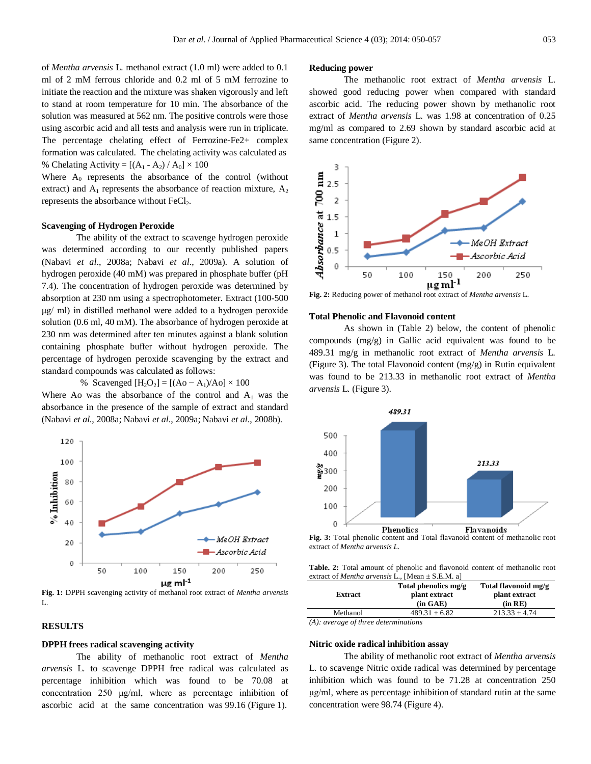of *Mentha arvensis* L. methanol extract (1.0 ml) were added to 0.1 ml of 2 mM ferrous chloride and 0.2 ml of 5 mM ferrozine to initiate the reaction and the mixture was shaken vigorously and left to stand at room temperature for 10 min. The absorbance of the solution was measured at 562 nm. The positive controls were those using ascorbic acid and all tests and analysis were run in triplicate. The percentage chelating effect of Ferrozine-Fe2+ complex formation was calculated. The chelating activity was calculated as % Chelating Activity = $[(A_1 - A_2) / A_0] \times 100$

Where $A_0$ represents the absorbance of the control (without extract) and $A_1$ represents the absorbance of reaction mixture, $A_2$ represents the absorbance without $FeCl_2$.

### Scavenging of Hydrogen Peroxide

The ability of the extract to scavenge hydrogen peroxide was determined according to our recently published papers (Nabavi *et al*., 2008a; Nabavi *et al*., 2009a). A solution of hydrogen peroxide (40 mM) was prepared in phosphate buffer (pH 7.4). The concentration of hydrogen peroxide was determined by absorption at 230 nm using a spectrophotometer. Extract (100-500 µg/ ml) in distilled methanol were added to a hydrogen peroxide solution (0.6 ml, 40 mM). The absorbance of hydrogen peroxide at 230 nm was determined after ten minutes against a blank solution containing phosphate buffer without hydrogen peroxide. The percentage of hydrogen peroxide scavenging by the extract and standard compounds was calculated as follows:

$$\%\ \text{Scavenged}\ [H_2O_2] = [(Ao - A_1)/Ao] \times 100$$

Where Ao was the absorbance of the control and $A_1$ was the absorbance in the presence of the sample of extract and standard (Nabavi *et al*., 2008a; Nabavi *et al*., 2009a; Nabavi *et al*., 2008b).

120
100
80
60
40
20
0
% Inhibition
50 100 150 200 250
µg ml$^{-1}$
MeOH Extract
Ascorbic Acid

**Fig. 1:** DPPH scavenging activity of methanol root extract of *Mentha arvensis* L.

## RESULTS

### DPPH frees radical scavenging activity

The ability of methanolic root extract of *Mentha arvensis* L. to scavenge DPPH free radical was calculated as percentage inhibition which was found to be 70.08 at concentration 250 µg/ml, where as percentage inhibition of ascorbic acid at the same concentration was 99.16 (Figure 1).

### Reducing power

The methanolic root extract of *Mentha arvensis* L. showed good reducing power when compared with standard ascorbic acid. The reducing power shown by methanolic root extract of *Mentha arvensis* L. was 1.98 at concentration of 0.25 mg/ml as compared to 2.69 shown by standard ascorbic acid at same concentration (Figure 2).

3
2.5
2
1.5
1
0.5
0
Absorbance at 700 nm
50 100 150 200 250
µg ml$^{-1}$
MeOH Extract
Ascorbic Acid

**Fig. 2:** Reducing power of methanol root extract of *Mentha arvensis* L.

### Total Phenolic and Flavonoid content

As shown in (Table 2) below, the content of phenolic compounds (mg/g) in Gallic acid equivalent was found to be 489.31 mg/g in methanolic root extract of *Mentha arvensis* L. (Figure 3). The total Flavonoid content (mg/g) in Rutin equivalent was found to be 213.33 in methanolic root extract of *Mentha arvensis* L. (Figure 3).

489.31
213.33
500
400
300
200
100
0
mg/g
Phenolics
Flavanoids

**Fig. 3:** Total phenolic content and Total flavanoid content of methanolic root extract of *Mentha arvensis L.*

**Table. 2:** Total amount of phenolic and flavonoid content of methanolic root extract of *Mentha arvensis* L., [Mean ± S.E.M. a]

| Extract | Total phenolics mg/g plant extract (in GAE) | Total flavonoid mg/g plant extract (in RE) |
|---|---|---|
| Methanol | 489.31 ± 6.82 | 213.33 ± 4.74 |

*(A): average of three determinations*

### Nitric oxide radical inhibition assay

The ability of methanolic root extract of *Mentha arvensis* L. to scavenge Nitric oxide radical was determined by percentage inhibition which was found to be 71.28 at concentration 250 µg/ml, where as percentage inhibition of standard rutin at the same concentration were 98.74 (Figure 4).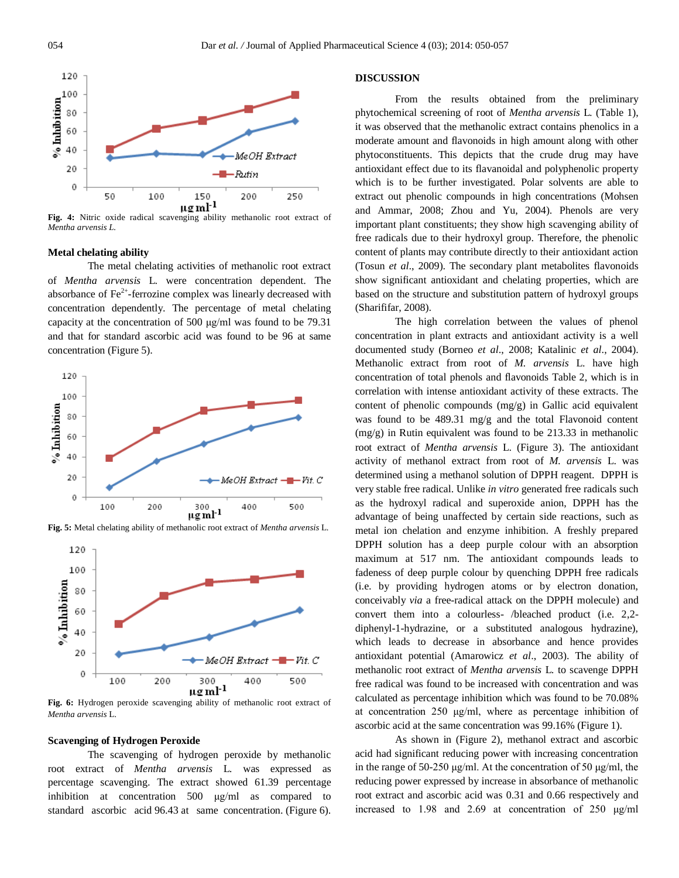120
100
80
60
40
20
0
% Inhibition
50 100 150 200 250
μg ml⁻¹
MeOH Extract
Rutin

**Fig. 4:** Nitric oxide radical scavenging ability methanolic root extract of *Mentha arvensis L.*

### Metal chelating ability

The metal chelating activities of methanolic root extract of *Mentha arvensis* L. were concentration dependent. The absorbance of $Fe^{2+}$-ferrozine complex was linearly decreased with concentration dependently. The percentage of metal chelating capacity at the concentration of 500 μg/ml was found to be 79.31 and that for standard ascorbic acid was found to be 96 at same concentration (Figure 5).

120
100
80
60
40
20
0
% Inhibition
100 200 300 400 500
μg ml⁻¹
MeOH Extract
Vit. C

**Fig. 5:** Metal chelating ability of methanolic root extract of *Mentha arvensis* L.

120
100
80
60
40
20
0
% Inhibition
100 200 300 400 500
μg ml⁻¹
MeOH Extract
Vit. C

**Fig. 6:** Hydrogen peroxide scavenging ability of methanolic root extract of *Mentha arvensis* L.

### Scavenging of Hydrogen Peroxide

The scavenging of hydrogen peroxide by methanolic root extract of *Mentha arvensis* L. was expressed as percentage scavenging. The extract showed 61.39 percentage inhibition at concentration 500 μg/ml as compared to standard ascorbic acid 96.43 at same concentration. (Figure 6).

## DISCUSSION

From the results obtained from the preliminary phytochemical screening of root of *Mentha arvensis* L. (Table 1), it was observed that the methanolic extract contains phenolics in a moderate amount and flavonoids in high amount along with other phytoconstituents. This depicts that the crude drug may have antioxidant effect due to its flavanoidal and polyphenolic property which is to be further investigated. Polar solvents are able to extract out phenolic compounds in high concentrations (Mohsen and Ammar, 2008; Zhou and Yu, 2004). Phenols are very important plant constituents; they show high scavenging ability of free radicals due to their hydroxyl group. Therefore, the phenolic content of plants may contribute directly to their antioxidant action (Tosun *et al*., 2009). The secondary plant metabolites flavonoids show significant antioxidant and chelating properties, which are based on the structure and substitution pattern of hydroxyl groups (Sharififar, 2008).

The high correlation between the values of phenol concentration in plant extracts and antioxidant activity is a well documented study (Borneo *et al*., 2008; Katalinic *et al*., 2004). Methanolic extract from root of *M. arvensis* L. have high concentration of total phenols and flavonoids Table 2, which is in correlation with intense antioxidant activity of these extracts. The content of phenolic compounds (mg/g) in Gallic acid equivalent was found to be 489.31 mg/g and the total Flavonoid content (mg/g) in Rutin equivalent was found to be 213.33 in methanolic root extract of *Mentha arvensis* L. (Figure 3). The antioxidant activity of methanol extract from root of *M. arvensis* L. was determined using a methanol solution of DPPH reagent. DPPH is very stable free radical. Unlike *in vitro* generated free radicals such as the hydroxyl radical and superoxide anion, DPPH has the advantage of being unaffected by certain side reactions, such as metal ion chelation and enzyme inhibition. A freshly prepared DPPH solution has a deep purple colour with an absorption maximum at 517 nm. The antioxidant compounds leads to fadeness of deep purple colour by quenching DPPH free radicals (i.e. by providing hydrogen atoms or by electron donation, conceivably *via* a free-radical attack on the DPPH molecule) and convert them into a colourless- /bleached product (i.e. 2,2-diphenyl-1-hydrazine, or a substituted analogous hydrazine), which leads to decrease in absorbance and hence provides antioxidant potential (Amarowicz *et al*., 2003). The ability of methanolic root extract of *Mentha arvensis* L. to scavenge DPPH free radical was found to be increased with concentration and was calculated as percentage inhibition which was found to be 70.08% at concentration 250 μg/ml, where as percentage inhibition of ascorbic acid at the same concentration was 99.16% (Figure 1).

As shown in (Figure 2), methanol extract and ascorbic acid had significant reducing power with increasing concentration in the range of 50-250 μg/ml. At the concentration of 50 μg/ml, the reducing power expressed by increase in absorbance of methanolic root extract and ascorbic acid was 0.31 and 0.66 respectively and increased to 1.98 and 2.69 at concentration of 250 μg/ml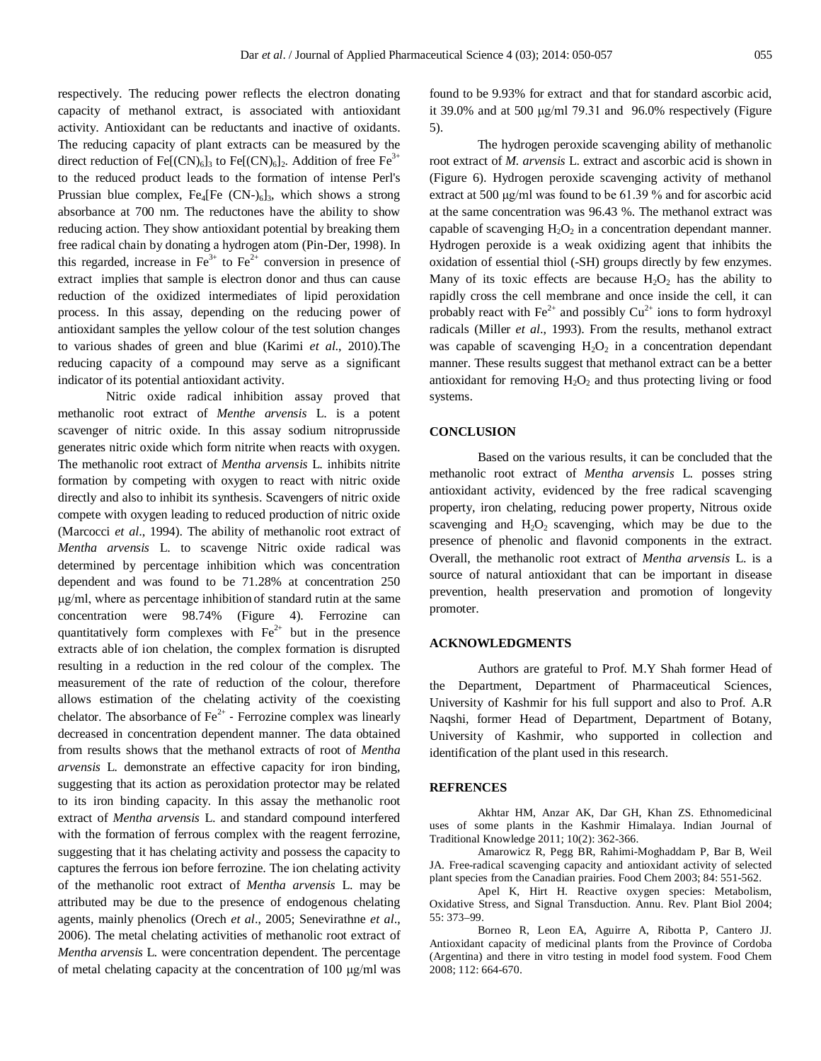respectively. The reducing power reflects the electron donating capacity of methanol extract, is associated with antioxidant activity. Antioxidant can be reductants and inactive of oxidants. The reducing capacity of plant extracts can be measured by the direct reduction of $Fe[(CN)_6]_3$ to $Fe[(CN)_6]_2$. Addition of free $Fe^{3+}$ to the reduced product leads to the formation of intense Perl's Prussian blue complex, $Fe_4[Fe\ (CN\text{-})_6]_3$, which shows a strong absorbance at 700 nm. The reductones have the ability to show reducing action. They show antioxidant potential by breaking them free radical chain by donating a hydrogen atom (Pin-Der, 1998). In this regarded, increase in $Fe^{3+}$ to $Fe^{2+}$ conversion in presence of extract implies that sample is electron donor and thus can cause reduction of the oxidized intermediates of lipid peroxidation process. In this assay, depending on the reducing power of antioxidant samples the yellow colour of the test solution changes to various shades of green and blue (Karimi *et al*., 2010).The reducing capacity of a compound may serve as a significant indicator of its potential antioxidant activity.

Nitric oxide radical inhibition assay proved that methanolic root extract of *Menthe arvensis* L. is a potent scavenger of nitric oxide. In this assay sodium nitroprusside generates nitric oxide which form nitrite when reacts with oxygen. The methanolic root extract of *Mentha arvensis* L. inhibits nitrite formation by competing with oxygen to react with nitric oxide directly and also to inhibit its synthesis. Scavengers of nitric oxide compete with oxygen leading to reduced production of nitric oxide (Marcocci *et al*., 1994). The ability of methanolic root extract of *Mentha arvensis* L. to scavenge Nitric oxide radical was determined by percentage inhibition which was concentration dependent and was found to be 71.28% at concentration 250 μg/ml, where as percentage inhibition of standard rutin at the same concentration were 98.74% (Figure 4). Ferrozine can quantitatively form complexes with $Fe^{2+}$ but in the presence extracts able of ion chelation, the complex formation is disrupted resulting in a reduction in the red colour of the complex. The measurement of the rate of reduction of the colour, therefore allows estimation of the chelating activity of the coexisting chelator. The absorbance of $Fe^{2+}$ - Ferrozine complex was linearly decreased in concentration dependent manner. The data obtained from results shows that the methanol extracts of root of *Mentha arvensis* L. demonstrate an effective capacity for iron binding, suggesting that its action as peroxidation protector may be related to its iron binding capacity. In this assay the methanolic root extract of *Mentha arvensis* L. and standard compound interfered with the formation of ferrous complex with the reagent ferrozine, suggesting that it has chelating activity and possess the capacity to captures the ferrous ion before ferrozine. The ion chelating activity of the methanolic root extract of *Mentha arvensis* L. may be attributed may be due to the presence of endogenous chelating agents, mainly phenolics (Orech *et al*., 2005; Senevirathne *et al*., 2006). The metal chelating activities of methanolic root extract of *Mentha arvensis* L. were concentration dependent. The percentage of metal chelating capacity at the concentration of 100 μg/ml was found to be 9.93% for extract and that for standard ascorbic acid, it 39.0% and at 500 μg/ml 79.31 and 96.0% respectively (Figure 5).

The hydrogen peroxide scavenging ability of methanolic root extract of *M. arvensis* L. extract and ascorbic acid is shown in (Figure 6). Hydrogen peroxide scavenging activity of methanol extract at 500 μg/ml was found to be 61.39 % and for ascorbic acid at the same concentration was 96.43 %. The methanol extract was capable of scavenging $H_2O_2$ in a concentration dependant manner. Hydrogen peroxide is a weak oxidizing agent that inhibits the oxidation of essential thiol (-SH) groups directly by few enzymes. Many of its toxic effects are because $H_2O_2$ has the ability to rapidly cross the cell membrane and once inside the cell, it can probably react with $Fe^{2+}$ and possibly $Cu^{2+}$ ions to form hydroxyl radicals (Miller *et al*., 1993). From the results, methanol extract was capable of scavenging $H_2O_2$ in a concentration dependant manner. These results suggest that methanol extract can be a better antioxidant for removing $H_2O_2$ and thus protecting living or food systems.

## CONCLUSION

Based on the various results, it can be concluded that the methanolic root extract of *Mentha arvensis* L. posses string antioxidant activity, evidenced by the free radical scavenging property, iron chelating, reducing power property, Nitrous oxide scavenging and $H_2O_2$ scavenging, which may be due to the presence of phenolic and flavonid components in the extract. Overall, the methanolic root extract of *Mentha arvensis* L. is a source of natural antioxidant that can be important in disease prevention, health preservation and promotion of longevity promoter.

## ACKNOWLEDGMENTS

Authors are grateful to Prof. M.Y Shah former Head of the Department, Department of Pharmaceutical Sciences, University of Kashmir for his full support and also to Prof. A.R Naqshi, former Head of Department, Department of Botany, University of Kashmir, who supported in collection and identification of the plant used in this research.

## REFRENCES

Akhtar HM, Anzar AK, Dar GH, Khan ZS. Ethnomedicinal uses of some plants in the Kashmir Himalaya. Indian Journal of Traditional Knowledge 2011; 10(2): 362-366.

Amarowicz R, Pegg BR, Rahimi-Moghaddam P, Bar B, Weil JA. Free-radical scavenging capacity and antioxidant activity of selected plant species from the Canadian prairies. Food Chem 2003; 84: 551-562.

Apel K, Hirt H. Reactive oxygen species: Metabolism, Oxidative Stress, and Signal Transduction. Annu. Rev. Plant Biol 2004; 55: 373–99.

Borneo R, Leon EA, Aguirre A, Ribotta P, Cantero JJ. Antioxidant capacity of medicinal plants from the Province of Cordoba (Argentina) and there in vitro testing in model food system. Food Chem 2008; 112: 664-670.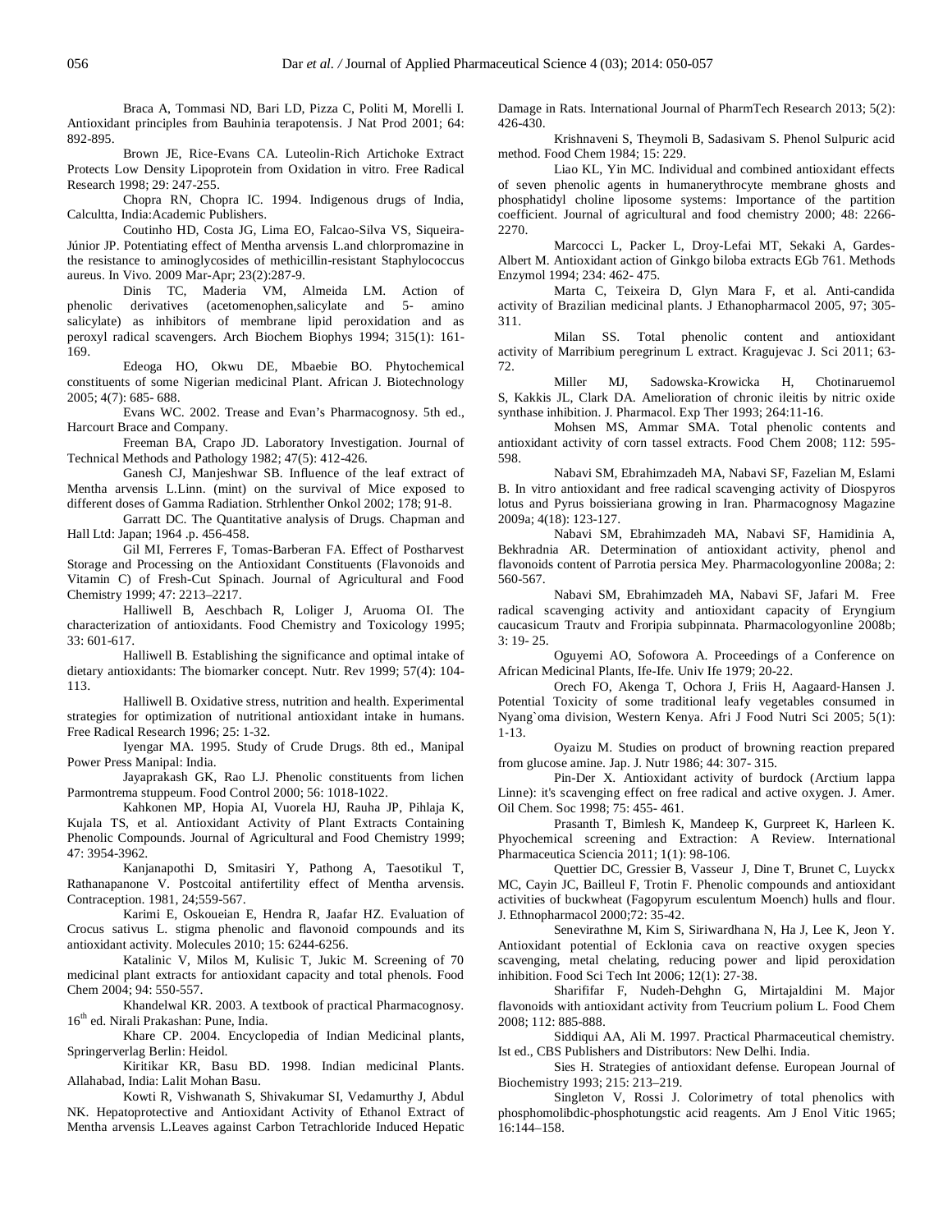Braca A, Tommasi ND, Bari LD, Pizza C, Politi M, Morelli I. Antioxidant principles from Bauhinia terapotensis. J Nat Prod 2001; 64: 892-895.

Brown JE, Rice-Evans CA. Luteolin-Rich Artichoke Extract Protects Low Density Lipoprotein from Oxidation in vitro. Free Radical Research 1998; 29: 247-255.

Chopra RN, Chopra IC. 1994. Indigenous drugs of India, Calcultta, India:Academic Publishers.

Coutinho HD, Costa JG, Lima EO, Falcao-Silva VS, Siqueira-Júnior JP. Potentiating effect of Mentha arvensis L.and chlorpromazine in the resistance to aminoglycosides of methicillin-resistant Staphylococcus aureus. In Vivo. 2009 Mar-Apr; 23(2):287-9.

Dinis TC, Maderia VM, Almeida LM. Action of phenolic derivatives (acetomenophen,salicylate and 5- amino salicylate) as inhibitors of membrane lipid peroxidation and as peroxyl radical scavengers. Arch Biochem Biophys 1994; 315(1): 161-169.

Edeoga HO, Okwu DE, Mbaebie BO. Phytochemical constituents of some Nigerian medicinal Plant. African J. Biotechnology 2005; 4(7): 685- 688.

Evans WC. 2002. Trease and Evan's Pharmacognosy. 5th ed., Harcourt Brace and Company.

Freeman BA, Crapo JD. Laboratory Investigation. Journal of Technical Methods and Pathology 1982; 47(5): 412-426.

Ganesh CJ, Manjeshwar SB. Influence of the leaf extract of Mentha arvensis L.Linn. (mint) on the survival of Mice exposed to different doses of Gamma Radiation. Strhlenther Onkol 2002; 178; 91-8.

Garratt DC. The Quantitative analysis of Drugs. Chapman and Hall Ltd: Japan; 1964 .p. 456-458.

Gil MI, Ferreres F, Tomas-Barberan FA. Effect of Postharvest Storage and Processing on the Antioxidant Constituents (Flavonoids and Vitamin C) of Fresh-Cut Spinach. Journal of Agricultural and Food Chemistry 1999; 47: 2213–2217.

Halliwell B, Aeschbach R, Loliger J, Aruoma OI. The characterization of antioxidants. Food Chemistry and Toxicology 1995; 33: 601-617.

Halliwell B. Establishing the significance and optimal intake of dietary antioxidants: The biomarker concept. Nutr. Rev 1999; 57(4): 104-113.

Halliwell B. Oxidative stress, nutrition and health. Experimental strategies for optimization of nutritional antioxidant intake in humans. Free Radical Research 1996; 25: 1-32.

Iyengar MA. 1995. Study of Crude Drugs. 8th ed., Manipal Power Press Manipal: India.

Jayaprakash GK, Rao LJ. Phenolic constituents from lichen Parmontrema stuppeum. Food Control 2000; 56: 1018-1022.

Kahkonen MP, Hopia AI, Vuorela HJ, Rauha JP, Pihlaja K, Kujala TS, et al. Antioxidant Activity of Plant Extracts Containing Phenolic Compounds. Journal of Agricultural and Food Chemistry 1999; 47: 3954-3962.

Kanjanapothi D, Smitasiri Y, Pathong A, Taesotikul T, Rathanapanone V. Postcoital antifertility effect of Mentha arvensis. Contraception. 1981, 24;559-567.

Karimi E, Oskoueian E, Hendra R, Jaafar HZ. Evaluation of Crocus sativus L. stigma phenolic and flavonoid compounds and its antioxidant activity. Molecules 2010; 15: 6244-6256.

Katalinic V, Milos M, Kulisic T, Jukic M. Screening of 70 medicinal plant extracts for antioxidant capacity and total phenols. Food Chem 2004; 94: 550-557.

Khandelwal KR. 2003. A textbook of practical Pharmacognosy. 16th ed. Nirali Prakashan: Pune, India.

Khare CP. 2004. Encyclopedia of Indian Medicinal plants, Springerverlag Berlin: Heidol.

Kiritikar KR, Basu BD. 1998. Indian medicinal Plants. Allahabad, India: Lalit Mohan Basu.

Kowti R, Vishwanath S, Shivakumar SI, Vedamurthy J, Abdul NK. Hepatoprotective and Antioxidant Activity of Ethanol Extract of Mentha arvensis L.Leaves against Carbon Tetrachloride Induced Hepatic Damage in Rats. International Journal of PharmTech Research 2013; 5(2): 426-430.

Krishnaveni S, Theymoli B, Sadasivam S. Phenol Sulpuric acid method. Food Chem 1984; 15: 229.

Liao KL, Yin MC. Individual and combined antioxidant effects of seven phenolic agents in humanerythrocyte membrane ghosts and phosphatidyl choline liposome systems: Importance of the partition coefficient. Journal of agricultural and food chemistry 2000; 48: 2266-2270.

Marcocci L, Packer L, Droy-Lefai MT, Sekaki A, Gardes-Albert M. Antioxidant action of Ginkgo biloba extracts EGb 761. Methods Enzymol 1994; 234: 462- 475.

Marta C, Teixeira D, Glyn Mara F, et al. Anti-candida activity of Brazilian medicinal plants. J Ethanopharmacol 2005, 97; 305-311.

Milan SS. Total phenolic content and antioxidant activity of Marribium peregrinum L extract. Kragujevac J. Sci 2011; 63-72.

Miller MJ, Sadowska-Krowicka H, Chotinaruemol S, Kakkis JL, Clark DA. Amelioration of chronic ileitis by nitric oxide synthase inhibition. J. Pharmacol. Exp Ther 1993; 264:11-16.

Mohsen MS, Ammar SMA. Total phenolic contents and antioxidant activity of corn tassel extracts. Food Chem 2008; 112: 595-598.

Nabavi SM, Ebrahimzadeh MA, Nabavi SF, Fazelian M, Eslami B. In vitro antioxidant and free radical scavenging activity of Diospyros lotus and Pyrus boissieriana growing in Iran. Pharmacognosy Magazine 2009a; 4(18): 123-127.

Nabavi SM, Ebrahimzadeh MA, Nabavi SF, Hamidinia A, Bekhradnia AR. Determination of antioxidant activity, phenol and flavonoids content of Parrotia persica Mey. Pharmacologyonline 2008a; 2: 560-567.

Nabavi SM, Ebrahimzadeh MA, Nabavi SF, Jafari M. Free radical scavenging activity and antioxidant capacity of Eryngium caucasicum Trautv and Froripia subpinnata. Pharmacologyonline 2008b; 3: 19- 25.

Oguyemi AO, Sofowora A. Proceedings of a Conference on African Medicinal Plants, Ife-Ife. Univ Ife 1979; 20-22.

Orech FO, Akenga T, Ochora J, Friis H, Aagaard-Hansen J. Potential Toxicity of some traditional leafy vegetables consumed in Nyang`oma division, Western Kenya. Afri J Food Nutri Sci 2005; 5(1): 1-13.

Oyaizu M. Studies on product of browning reaction prepared from glucose amine. Jap. J. Nutr 1986; 44: 307- 315.

Pin-Der X. Antioxidant activity of burdock (Arctium lappa Linne): it's scavenging effect on free radical and active oxygen. J. Amer. Oil Chem. Soc 1998; 75: 455- 461.

Prasanth T, Bimlesh K, Mandeep K, Gurpreet K, Harleen K. Phyochemical screening and Extraction: A Review. International Pharmaceutica Sciencia 2011; 1(1): 98-106.

Quettier DC, Gressier B, Vasseur J, Dine T, Brunet C, Luyckx MC, Cayin JC, Bailleul F, Trotin F. Phenolic compounds and antioxidant activities of buckwheat (Fagopyrum esculentum Moench) hulls and flour. J. Ethnopharmacol 2000;72: 35-42.

Senevirathne M, Kim S, Siriwardhana N, Ha J, Lee K, Jeon Y. Antioxidant potential of Ecklonia cava on reactive oxygen species scavenging, metal chelating, reducing power and lipid peroxidation inhibition. Food Sci Tech Int 2006; 12(1): 27-38.

Sharififar F, Nudeh-Dehghn G, Mirtajaldini M. Major flavonoids with antioxidant activity from Teucrium polium L. Food Chem 2008; 112: 885-888.

Siddiqui AA, Ali M. 1997. Practical Pharmaceutical chemistry. Ist ed., CBS Publishers and Distributors: New Delhi. India.

Sies H. Strategies of antioxidant defense. European Journal of Biochemistry 1993; 215: 213–219.

Singleton V, Rossi J. Colorimetry of total phenolics with phosphomolibdic-phosphotungstic acid reagents. Am J Enol Vitic 1965; 16:144–158.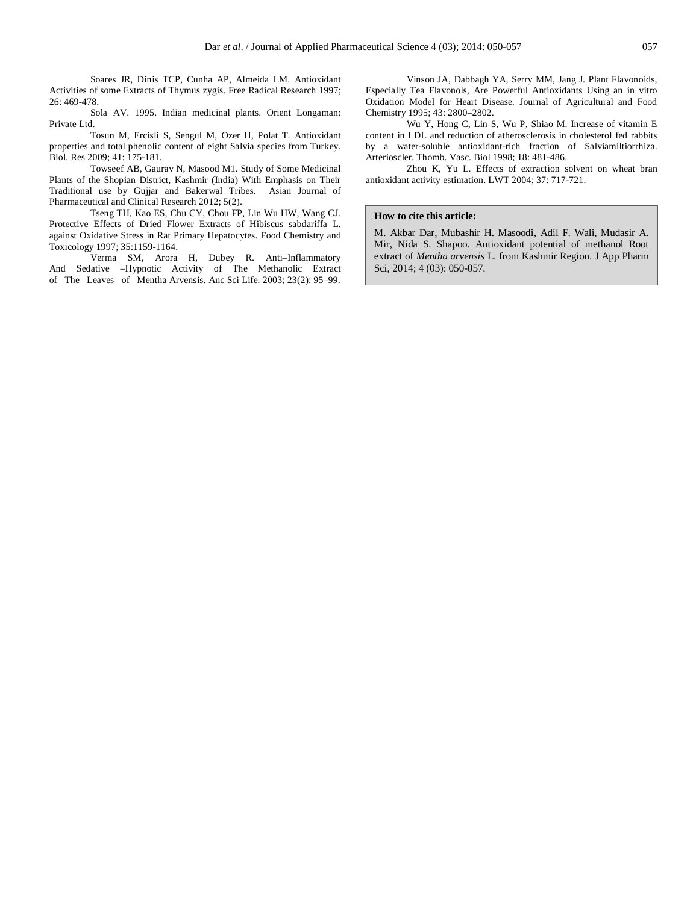Soares JR, Dinis TCP, Cunha AP, Almeida LM. Antioxidant Activities of some Extracts of Thymus zygis. Free Radical Research 1997; 26: 469-478.

Sola AV. 1995. Indian medicinal plants. Orient Longaman: Private Ltd.

Tosun M, Ercisli S, Sengul M, Ozer H, Polat T. Antioxidant properties and total phenolic content of eight Salvia species from Turkey. Biol. Res 2009; 41: 175-181.

Towseef AB, Gaurav N, Masood M1. Study of Some Medicinal Plants of the Shopian District, Kashmir (India) With Emphasis on Their Traditional use by Gujjar and Bakerwal Tribes. Asian Journal of Pharmaceutical and Clinical Research 2012; 5(2).

Tseng TH, Kao ES, Chu CY, Chou FP, Lin Wu HW, Wang CJ. Protective Effects of Dried Flower Extracts of Hibiscus sabdariffa L. against Oxidative Stress in Rat Primary Hepatocytes. Food Chemistry and Toxicology 1997; 35:1159-1164.

Verma SM, Arora H, Dubey R. Anti–Inflammatory And Sedative –Hypnotic Activity of The Methanolic Extract of The Leaves of Mentha Arvensis. Anc Sci Life. 2003; 23(2): 95–99.

Vinson JA, Dabbagh YA, Serry MM, Jang J. Plant Flavonoids, Especially Tea Flavonols, Are Powerful Antioxidants Using an in vitro Oxidation Model for Heart Disease. Journal of Agricultural and Food Chemistry 1995; 43: 2800–2802.

Wu Y, Hong C, Lin S, Wu P, Shiao M. Increase of vitamin E content in LDL and reduction of atherosclerosis in cholesterol fed rabbits by a water-soluble antioxidant-rich fraction of Salviamiltiorrhiza. Arterioscler. Thomb. Vasc. Biol 1998; 18: 481-486.

Zhou K, Yu L. Effects of extraction solvent on wheat bran antioxidant activity estimation. LWT 2004; 37: 717-721.

**How to cite this article:**

M. Akbar Dar, Mubashir H. Masoodi, Adil F. Wali, Mudasir A. Mir, Nida S. Shapoo. Antioxidant potential of methanol Root extract of *Mentha arvensis* L. from Kashmir Region. J App Pharm Sci, 2014; 4 (03): 050-057.